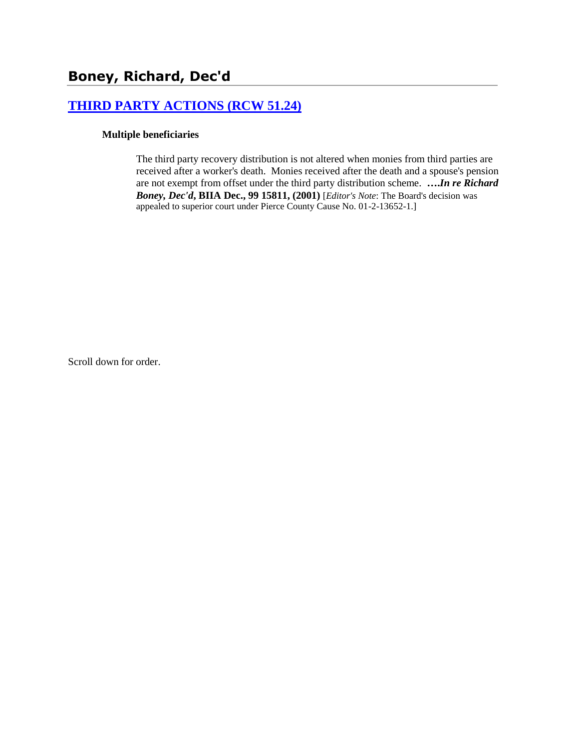## Boney, Richard, Dec'd

### [THIRD PARTY ACTIONS (RCW 51.24)]()

**Multiple beneficiaries**

The third party recovery distribution is not altered when monies from third parties are received after a worker's death. Monies received after the death and a spouse's pension are not exempt from offset under the third party distribution scheme. ***….In re Richard Boney, Dec'd*, BIIA Dec., 99 15811, (2001)** [*Editor's Note*: The Board's decision was appealed to superior court under Pierce County Cause No. 01-2-13652-1.]

Scroll down for order.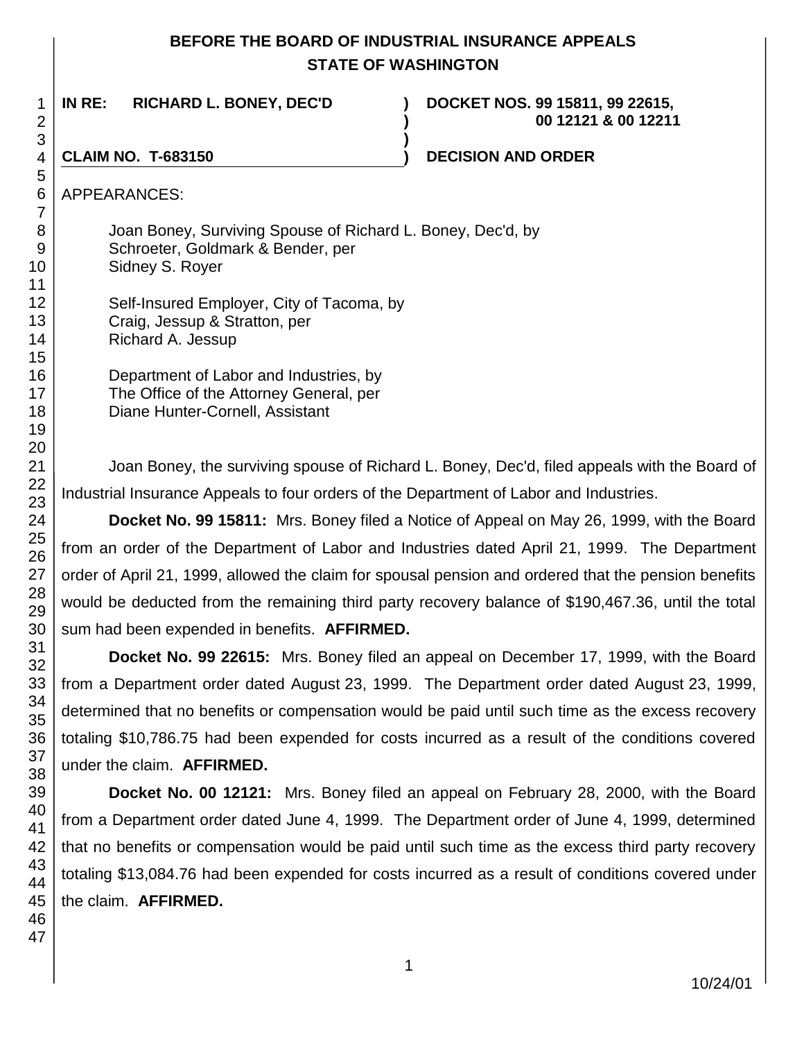# BEFORE THE BOARD OF INDUSTRIAL INSURANCE APPEALS
# STATE OF WASHINGTON

**IN RE: RICHARD L. BONEY, DEC'D** ) **DOCKET NOS. 99 15811, 99 22615, 00 12121 & 00 12211**

**CLAIM NO. T-683150** ) **DECISION AND ORDER**

APPEARANCES:

Joan Boney, Surviving Spouse of Richard L. Boney, Dec'd, by
Schroeter, Goldmark & Bender, per
Sidney S. Royer

Self-Insured Employer, City of Tacoma, by
Craig, Jessup & Stratton, per
Richard A. Jessup

Department of Labor and Industries, by
The Office of the Attorney General, per
Diane Hunter-Cornell, Assistant

Joan Boney, the surviving spouse of Richard L. Boney, Dec'd, filed appeals with the Board of Industrial Insurance Appeals to four orders of the Department of Labor and Industries.

**Docket No. 99 15811:** Mrs. Boney filed a Notice of Appeal on May 26, 1999, with the Board from an order of the Department of Labor and Industries dated April 21, 1999. The Department order of April 21, 1999, allowed the claim for spousal pension and ordered that the pension benefits would be deducted from the remaining third party recovery balance of $190,467.36, until the total sum had been expended in benefits. **AFFIRMED.**

**Docket No. 99 22615:** Mrs. Boney filed an appeal on December 17, 1999, with the Board from a Department order dated August 23, 1999. The Department order dated August 23, 1999, determined that no benefits or compensation would be paid until such time as the excess recovery totaling $10,786.75 had been expended for costs incurred as a result of the conditions covered under the claim. **AFFIRMED.**

**Docket No. 00 12121:** Mrs. Boney filed an appeal on February 28, 2000, with the Board from a Department order dated June 4, 1999. The Department order of June 4, 1999, determined that no benefits or compensation would be paid until such time as the excess third party recovery totaling $13,084.76 had been expended for costs incurred as a result of conditions covered under the claim. **AFFIRMED.**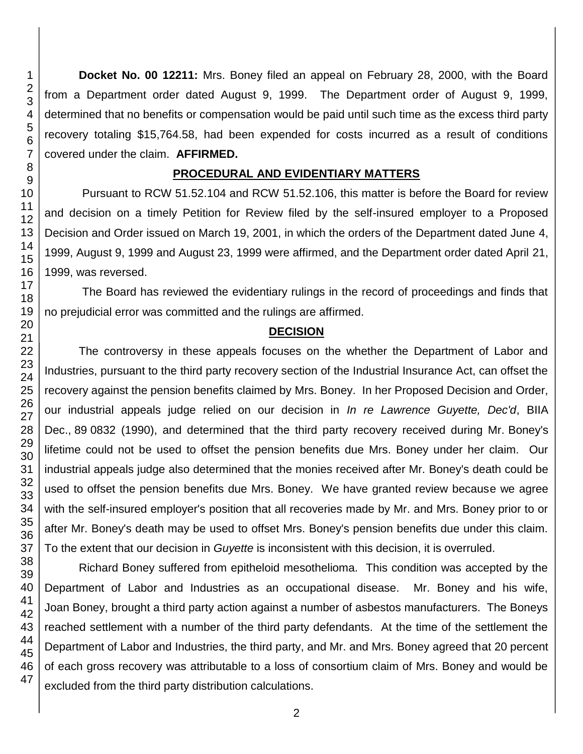**Docket No. 00 12211:** Mrs. Boney filed an appeal on February 28, 2000, with the Board from a Department order dated August 9, 1999. The Department order of August 9, 1999, determined that no benefits or compensation would be paid until such time as the excess third party recovery totaling $15,764.58, had been expended for costs incurred as a result of conditions covered under the claim. **AFFIRMED.**

## PROCEDURAL AND EVIDENTIARY MATTERS

Pursuant to RCW 51.52.104 and RCW 51.52.106, this matter is before the Board for review and decision on a timely Petition for Review filed by the self-insured employer to a Proposed Decision and Order issued on March 19, 2001, in which the orders of the Department dated June 4, 1999, August 9, 1999 and August 23, 1999 were affirmed, and the Department order dated April 21, 1999, was reversed.

The Board has reviewed the evidentiary rulings in the record of proceedings and finds that no prejudicial error was committed and the rulings are affirmed.

## DECISION

The controversy in these appeals focuses on the whether the Department of Labor and Industries, pursuant to the third party recovery section of the Industrial Insurance Act, can offset the recovery against the pension benefits claimed by Mrs. Boney. In her Proposed Decision and Order, our industrial appeals judge relied on our decision in *In re Lawrence Guyette, Dec'd*, BIIA Dec., 89 0832 (1990), and determined that the third party recovery received during Mr. Boney's lifetime could not be used to offset the pension benefits due Mrs. Boney under her claim. Our industrial appeals judge also determined that the monies received after Mr. Boney's death could be used to offset the pension benefits due Mrs. Boney. We have granted review because we agree with the self-insured employer's position that all recoveries made by Mr. and Mrs. Boney prior to or after Mr. Boney's death may be used to offset Mrs. Boney's pension benefits due under this claim. To the extent that our decision in *Guyette* is inconsistent with this decision, it is overruled.

Richard Boney suffered from epitheloid mesothelioma. This condition was accepted by the Department of Labor and Industries as an occupational disease. Mr. Boney and his wife, Joan Boney, brought a third party action against a number of asbestos manufacturers. The Boneys reached settlement with a number of the third party defendants. At the time of the settlement the Department of Labor and Industries, the third party, and Mr. and Mrs. Boney agreed that 20 percent of each gross recovery was attributable to a loss of consortium claim of Mrs. Boney and would be excluded from the third party distribution calculations.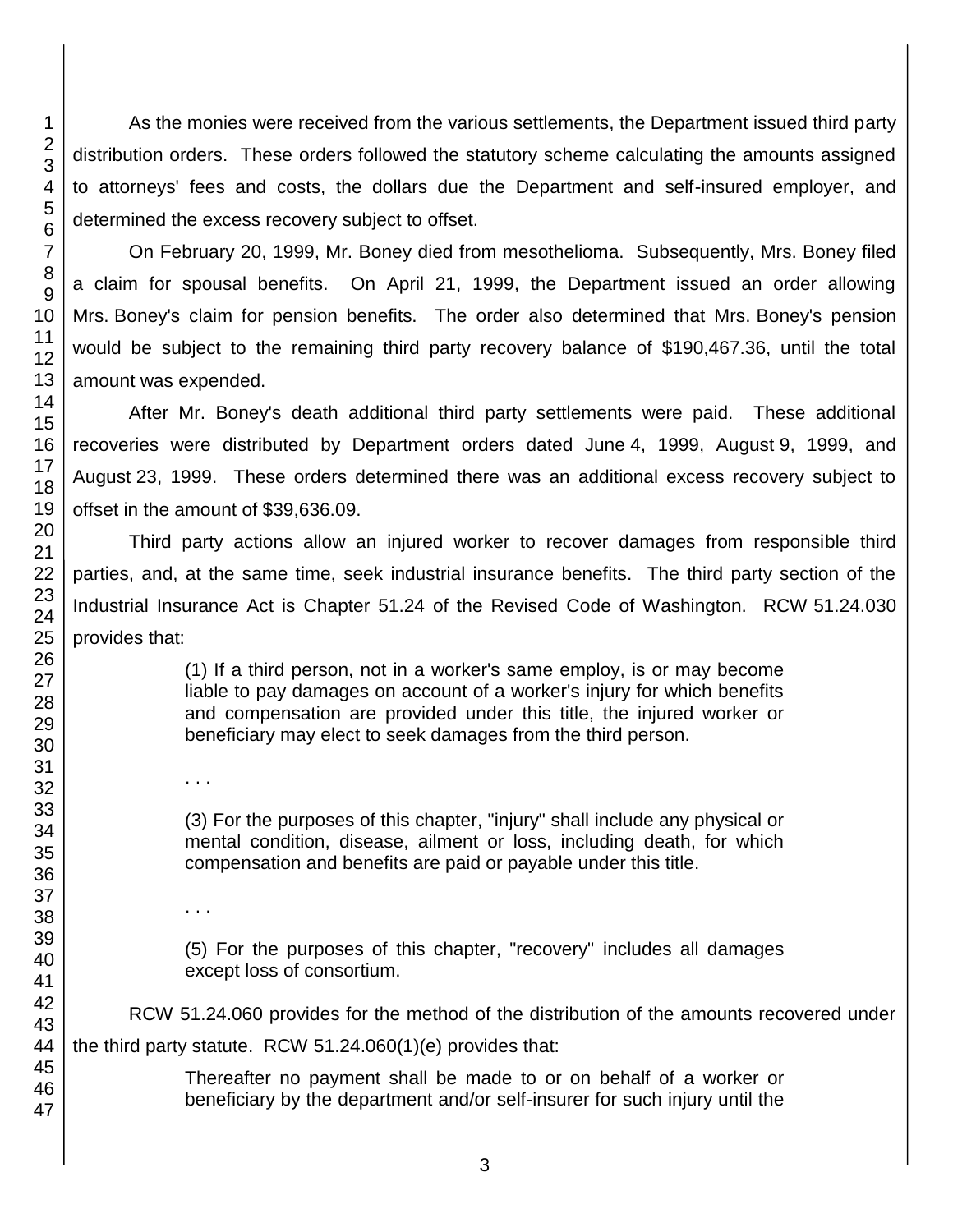As the monies were received from the various settlements, the Department issued third party distribution orders. These orders followed the statutory scheme calculating the amounts assigned to attorneys' fees and costs, the dollars due the Department and self-insured employer, and determined the excess recovery subject to offset.

On February 20, 1999, Mr. Boney died from mesothelioma. Subsequently, Mrs. Boney filed a claim for spousal benefits. On April 21, 1999, the Department issued an order allowing Mrs. Boney's claim for pension benefits. The order also determined that Mrs. Boney's pension would be subject to the remaining third party recovery balance of $190,467.36, until the total amount was expended.

After Mr. Boney's death additional third party settlements were paid. These additional recoveries were distributed by Department orders dated June 4, 1999, August 9, 1999, and August 23, 1999. These orders determined there was an additional excess recovery subject to offset in the amount of $39,636.09.

Third party actions allow an injured worker to recover damages from responsible third parties, and, at the same time, seek industrial insurance benefits. The third party section of the Industrial Insurance Act is Chapter 51.24 of the Revised Code of Washington. RCW 51.24.030 provides that:

> (1) If a third person, not in a worker's same employ, is or may become liable to pay damages on account of a worker's injury for which benefits and compensation are provided under this title, the injured worker or beneficiary may elect to seek damages from the third person.
>
> . . .
>
> (3) For the purposes of this chapter, "injury" shall include any physical or mental condition, disease, ailment or loss, including death, for which compensation and benefits are paid or payable under this title.
>
> . . .
>
> (5) For the purposes of this chapter, "recovery" includes all damages except loss of consortium.

RCW 51.24.060 provides for the method of the distribution of the amounts recovered under the third party statute. RCW 51.24.060(1)(e) provides that:

> Thereafter no payment shall be made to or on behalf of a worker or beneficiary by the department and/or self-insurer for such injury until the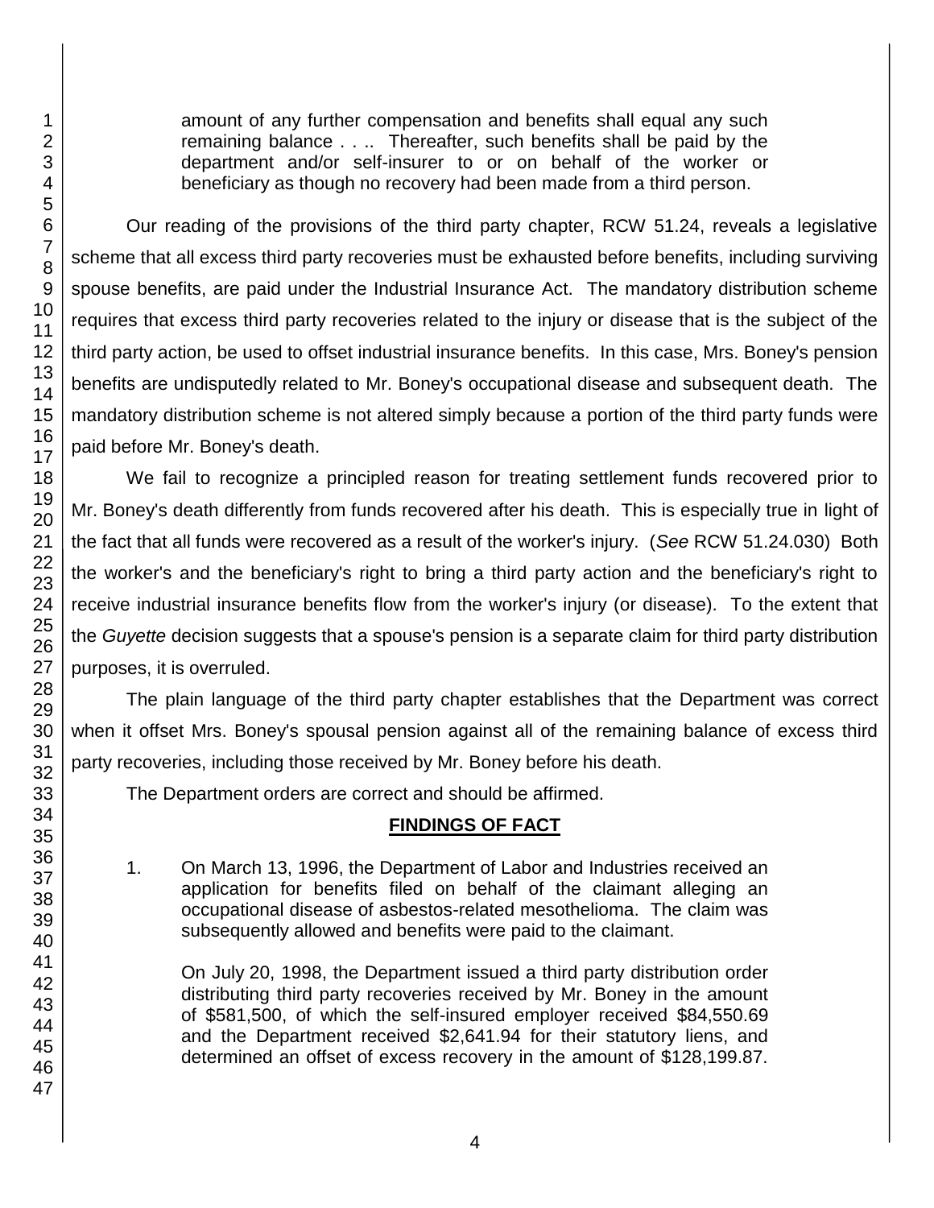> amount of any further compensation and benefits shall equal any such remaining balance . . .. Thereafter, such benefits shall be paid by the department and/or self-insurer to or on behalf of the worker or beneficiary as though no recovery had been made from a third person.

Our reading of the provisions of the third party chapter, RCW 51.24, reveals a legislative scheme that all excess third party recoveries must be exhausted before benefits, including surviving spouse benefits, are paid under the Industrial Insurance Act. The mandatory distribution scheme requires that excess third party recoveries related to the injury or disease that is the subject of the third party action, be used to offset industrial insurance benefits. In this case, Mrs. Boney's pension benefits are undisputedly related to Mr. Boney's occupational disease and subsequent death. The mandatory distribution scheme is not altered simply because a portion of the third party funds were paid before Mr. Boney's death.

We fail to recognize a principled reason for treating settlement funds recovered prior to Mr. Boney's death differently from funds recovered after his death. This is especially true in light of the fact that all funds were recovered as a result of the worker's injury. (*See* RCW 51.24.030) Both the worker's and the beneficiary's right to bring a third party action and the beneficiary's right to receive industrial insurance benefits flow from the worker's injury (or disease). To the extent that the *Guyette* decision suggests that a spouse's pension is a separate claim for third party distribution purposes, it is overruled.

The plain language of the third party chapter establishes that the Department was correct when it offset Mrs. Boney's spousal pension against all of the remaining balance of excess third party recoveries, including those received by Mr. Boney before his death.

The Department orders are correct and should be affirmed.

## FINDINGS OF FACT

1. On March 13, 1996, the Department of Labor and Industries received an application for benefits filed on behalf of the claimant alleging an occupational disease of asbestos-related mesothelioma. The claim was subsequently allowed and benefits were paid to the claimant.

   On July 20, 1998, the Department issued a third party distribution order distributing third party recoveries received by Mr. Boney in the amount of $581,500, of which the self-insured employer received $84,550.69 and the Department received $2,641.94 for their statutory liens, and determined an offset of excess recovery in the amount of $128,199.87.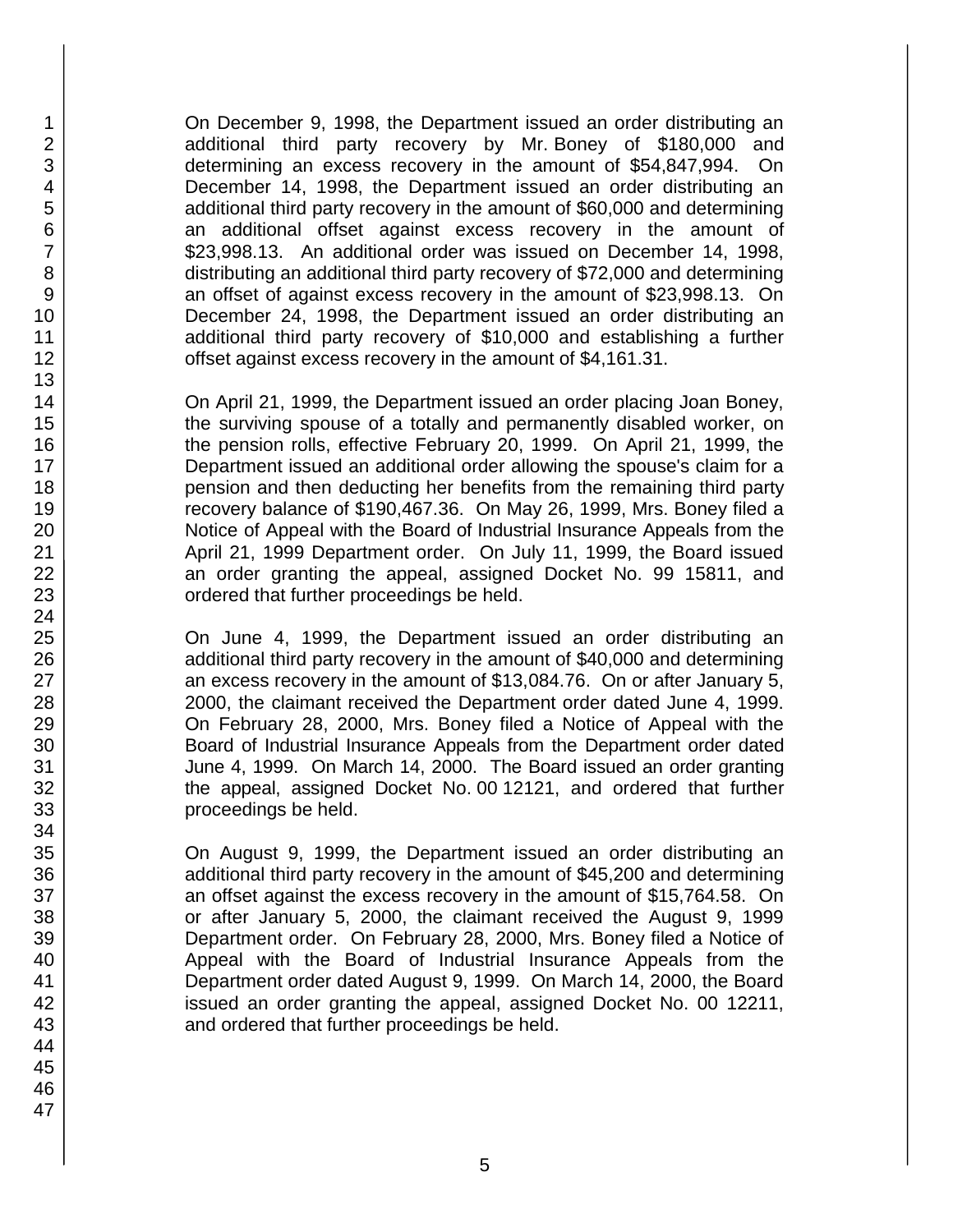On December 9, 1998, the Department issued an order distributing an additional third party recovery by Mr. Boney of $180,000 and determining an excess recovery in the amount of $54,847,994. On December 14, 1998, the Department issued an order distributing an additional third party recovery in the amount of $60,000 and determining an additional offset against excess recovery in the amount of $23,998.13. An additional order was issued on December 14, 1998, distributing an additional third party recovery of $72,000 and determining an offset of against excess recovery in the amount of $23,998.13. On December 24, 1998, the Department issued an order distributing an additional third party recovery of $10,000 and establishing a further offset against excess recovery in the amount of $4,161.31.

On April 21, 1999, the Department issued an order placing Joan Boney, the surviving spouse of a totally and permanently disabled worker, on the pension rolls, effective February 20, 1999. On April 21, 1999, the Department issued an additional order allowing the spouse's claim for a pension and then deducting her benefits from the remaining third party recovery balance of $190,467.36. On May 26, 1999, Mrs. Boney filed a Notice of Appeal with the Board of Industrial Insurance Appeals from the April 21, 1999 Department order. On July 11, 1999, the Board issued an order granting the appeal, assigned Docket No. 99 15811, and ordered that further proceedings be held.

On June 4, 1999, the Department issued an order distributing an additional third party recovery in the amount of $40,000 and determining an excess recovery in the amount of $13,084.76. On or after January 5, 2000, the claimant received the Department order dated June 4, 1999. On February 28, 2000, Mrs. Boney filed a Notice of Appeal with the Board of Industrial Insurance Appeals from the Department order dated June 4, 1999. On March 14, 2000. The Board issued an order granting the appeal, assigned Docket No. 00 12121, and ordered that further proceedings be held.

On August 9, 1999, the Department issued an order distributing an additional third party recovery in the amount of $45,200 and determining an offset against the excess recovery in the amount of $15,764.58. On or after January 5, 2000, the claimant received the August 9, 1999 Department order. On February 28, 2000, Mrs. Boney filed a Notice of Appeal with the Board of Industrial Insurance Appeals from the Department order dated August 9, 1999. On March 14, 2000, the Board issued an order granting the appeal, assigned Docket No. 00 12211, and ordered that further proceedings be held.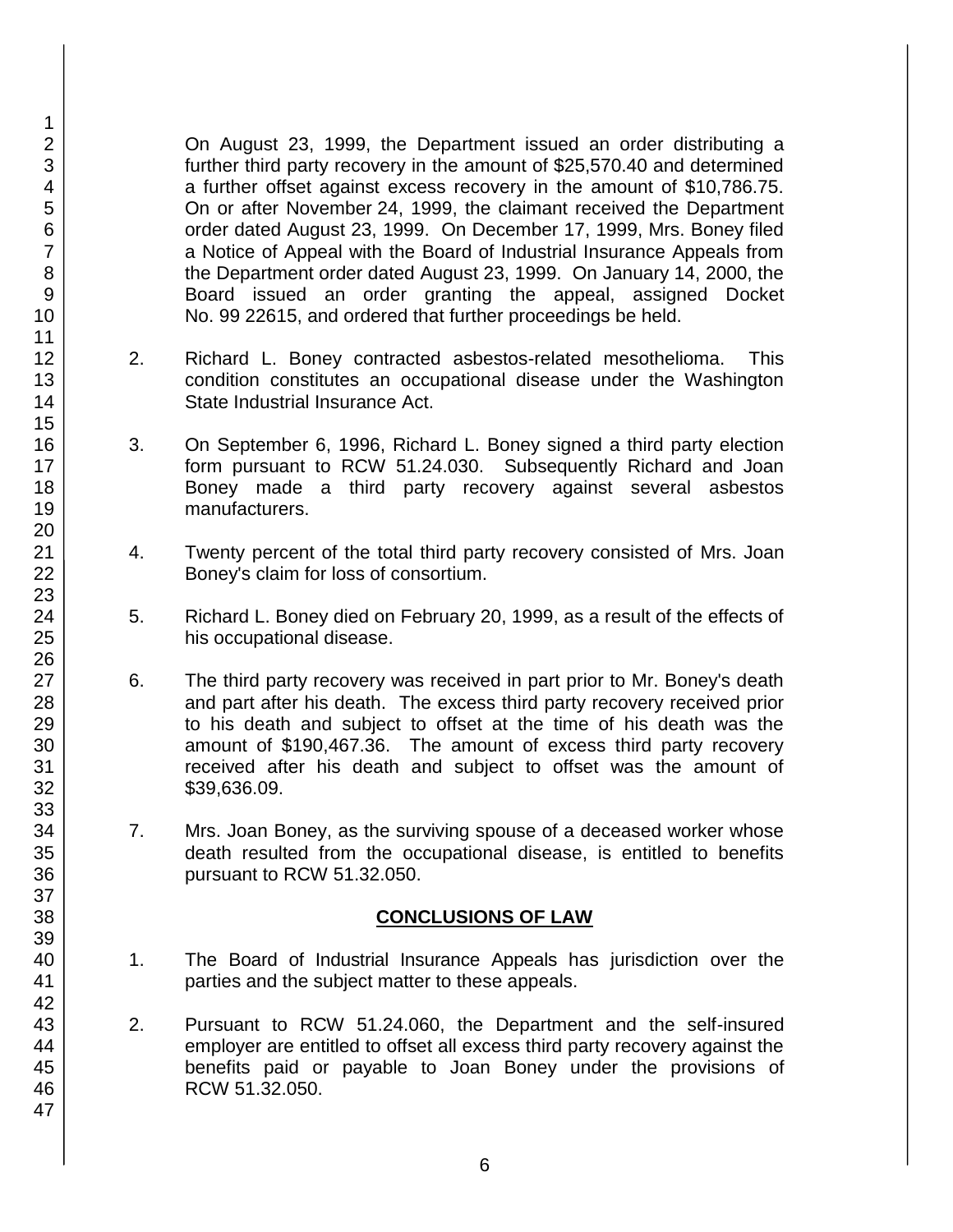On August 23, 1999, the Department issued an order distributing a further third party recovery in the amount of $25,570.40 and determined a further offset against excess recovery in the amount of $10,786.75. On or after November 24, 1999, the claimant received the Department order dated August 23, 1999. On December 17, 1999, Mrs. Boney filed a Notice of Appeal with the Board of Industrial Insurance Appeals from the Department order dated August 23, 1999. On January 14, 2000, the Board issued an order granting the appeal, assigned Docket No. 99 22615, and ordered that further proceedings be held.

2. Richard L. Boney contracted asbestos-related mesothelioma. This condition constitutes an occupational disease under the Washington State Industrial Insurance Act.

3. On September 6, 1996, Richard L. Boney signed a third party election form pursuant to RCW 51.24.030. Subsequently Richard and Joan Boney made a third party recovery against several asbestos manufacturers.

4. Twenty percent of the total third party recovery consisted of Mrs. Joan Boney's claim for loss of consortium.

5. Richard L. Boney died on February 20, 1999, as a result of the effects of his occupational disease.

6. The third party recovery was received in part prior to Mr. Boney's death and part after his death. The excess third party recovery received prior to his death and subject to offset at the time of his death was the amount of $190,467.36. The amount of excess third party recovery received after his death and subject to offset was the amount of $39,636.09.

7. Mrs. Joan Boney, as the surviving spouse of a deceased worker whose death resulted from the occupational disease, is entitled to benefits pursuant to RCW 51.32.050.

## CONCLUSIONS OF LAW

1. The Board of Industrial Insurance Appeals has jurisdiction over the parties and the subject matter to these appeals.

2. Pursuant to RCW 51.24.060, the Department and the self-insured employer are entitled to offset all excess third party recovery against the benefits paid or payable to Joan Boney under the provisions of RCW 51.32.050.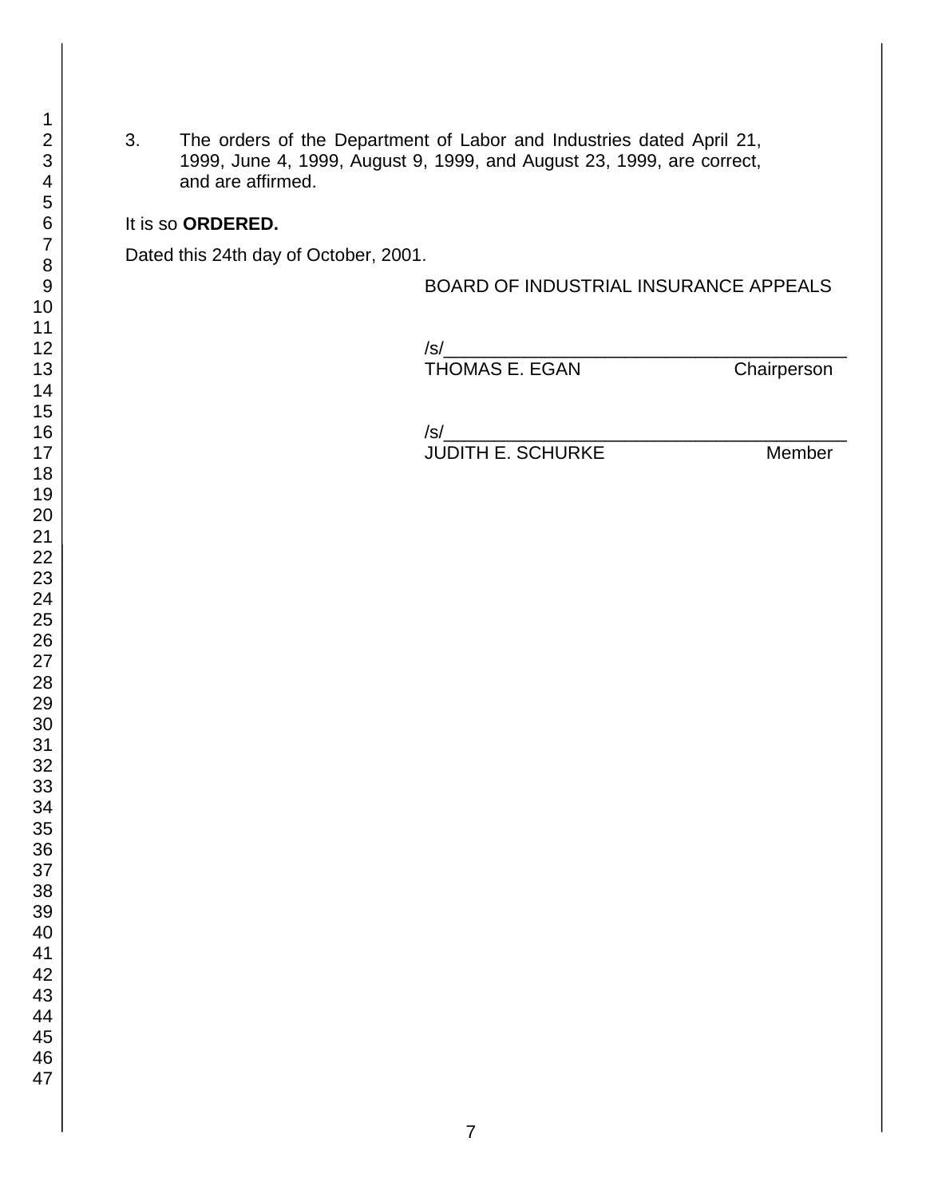3. The orders of the Department of Labor and Industries dated April 21, 1999, June 4, 1999, August 9, 1999, and August 23, 1999, are correct, and are affirmed.

It is so **ORDERED.**

Dated this 24th day of October, 2001.

BOARD OF INDUSTRIAL INSURANCE APPEALS

/s/________________________________________
THOMAS E. EGAN Chairperson

/s/________________________________________
JUDITH E. SCHURKE Member